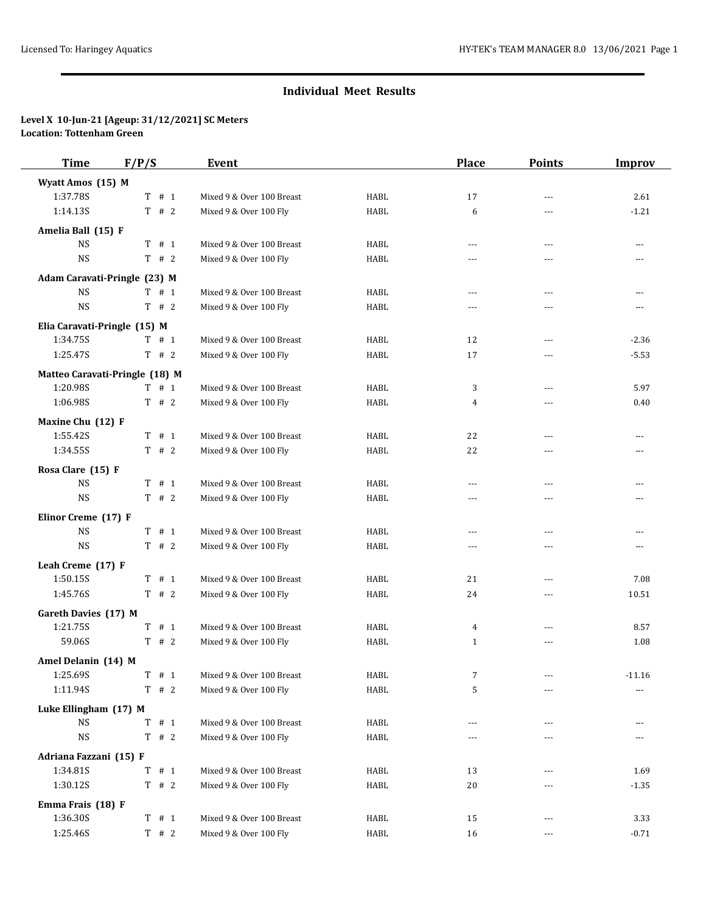# Individual Meet Results

**Level X 10-Jun-21 [Ageup: 31/12/2021] SC Meters**
**Location: Tottenham Green**

| Time | F/P/S | Event | | Place | Points | Improv |
|---|---|---|---|---|---|---|
| **Wyatt Amos (15) M** | | | | | | |
| 1:37.78S | T # 1 | Mixed 9 & Over 100 Breast | HABL | 17 | --- | 2.61 |
| 1:14.13S | T # 2 | Mixed 9 & Over 100 Fly | HABL | 6 | --- | -1.21 |
| **Amelia Ball (15) F** | | | | | | |
| NS | T # 1 | Mixed 9 & Over 100 Breast | HABL | --- | --- | --- |
| NS | T # 2 | Mixed 9 & Over 100 Fly | HABL | --- | --- | --- |
| **Adam Caravati-Pringle (23) M** | | | | | | |
| NS | T # 1 | Mixed 9 & Over 100 Breast | HABL | --- | --- | --- |
| NS | T # 2 | Mixed 9 & Over 100 Fly | HABL | --- | --- | --- |
| **Elia Caravati-Pringle (15) M** | | | | | | |
| 1:34.75S | T # 1 | Mixed 9 & Over 100 Breast | HABL | 12 | --- | -2.36 |
| 1:25.47S | T # 2 | Mixed 9 & Over 100 Fly | HABL | 17 | --- | -5.53 |
| **Matteo Caravati-Pringle (18) M** | | | | | | |
| 1:20.98S | T # 1 | Mixed 9 & Over 100 Breast | HABL | 3 | --- | 5.97 |
| 1:06.98S | T # 2 | Mixed 9 & Over 100 Fly | HABL | 4 | --- | 0.40 |
| **Maxine Chu (12) F** | | | | | | |
| 1:55.42S | T # 1 | Mixed 9 & Over 100 Breast | HABL | 22 | --- | --- |
| 1:34.55S | T # 2 | Mixed 9 & Over 100 Fly | HABL | 22 | --- | --- |
| **Rosa Clare (15) F** | | | | | | |
| NS | T # 1 | Mixed 9 & Over 100 Breast | HABL | --- | --- | --- |
| NS | T # 2 | Mixed 9 & Over 100 Fly | HABL | --- | --- | --- |
| **Elinor Creme (17) F** | | | | | | |
| NS | T # 1 | Mixed 9 & Over 100 Breast | HABL | --- | --- | --- |
| NS | T # 2 | Mixed 9 & Over 100 Fly | HABL | --- | --- | --- |
| **Leah Creme (17) F** | | | | | | |
| 1:50.15S | T # 1 | Mixed 9 & Over 100 Breast | HABL | 21 | --- | 7.08 |
| 1:45.76S | T # 2 | Mixed 9 & Over 100 Fly | HABL | 24 | --- | 10.51 |
| **Gareth Davies (17) M** | | | | | | |
| 1:21.75S | T # 1 | Mixed 9 & Over 100 Breast | HABL | 4 | --- | 8.57 |
| 59.06S | T # 2 | Mixed 9 & Over 100 Fly | HABL | 1 | --- | 1.08 |
| **Amel Delanin (14) M** | | | | | | |
| 1:25.69S | T # 1 | Mixed 9 & Over 100 Breast | HABL | 7 | --- | -11.16 |
| 1:11.94S | T # 2 | Mixed 9 & Over 100 Fly | HABL | 5 | --- | --- |
| **Luke Ellingham (17) M** | | | | | | |
| NS | T # 1 | Mixed 9 & Over 100 Breast | HABL | --- | --- | --- |
| NS | T # 2 | Mixed 9 & Over 100 Fly | HABL | --- | --- | --- |
| **Adriana Fazzani (15) F** | | | | | | |
| 1:34.81S | T # 1 | Mixed 9 & Over 100 Breast | HABL | 13 | --- | 1.69 |
| 1:30.12S | T # 2 | Mixed 9 & Over 100 Fly | HABL | 20 | --- | -1.35 |
| **Emma Frais (18) F** | | | | | | |
| 1:36.30S | T # 1 | Mixed 9 & Over 100 Breast | HABL | 15 | --- | 3.33 |
| 1:25.46S | T # 2 | Mixed 9 & Over 100 Fly | HABL | 16 | --- | -0.71 |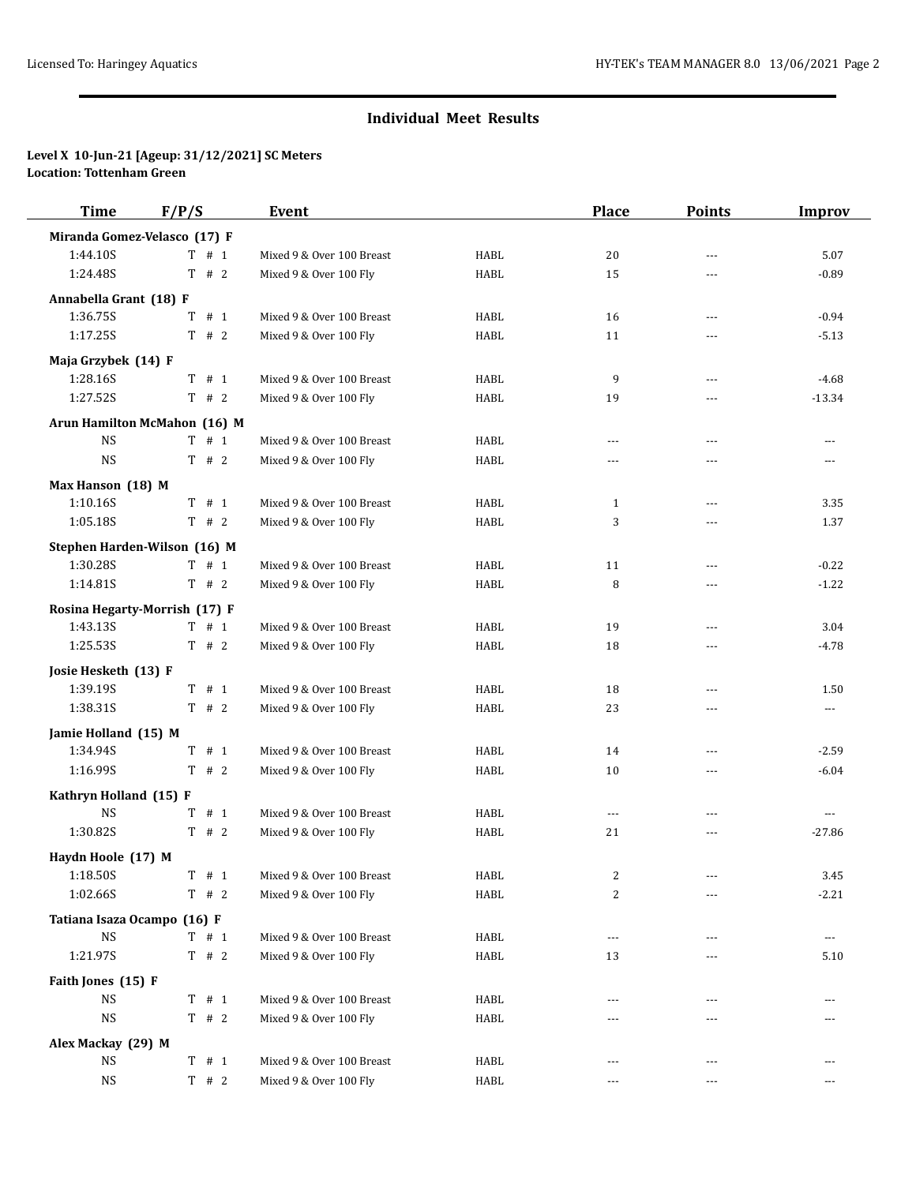## Individual Meet Results

**Level X 10-Jun-21 [Ageup: 31/12/2021] SC Meters**
**Location: Tottenham Green**

| Time | F/P/S | Event | | Place | Points | Improv |
|---|---|---|---|---|---|---|
| **Miranda Gomez-Velasco (17) F** | | | | | | |
| 1:44.10S | T # 1 | Mixed 9 & Over 100 Breast | HABL | 20 | --- | 5.07 |
| 1:24.48S | T # 2 | Mixed 9 & Over 100 Fly | HABL | 15 | --- | -0.89 |
| **Annabella Grant (18) F** | | | | | | |
| 1:36.75S | T # 1 | Mixed 9 & Over 100 Breast | HABL | 16 | --- | -0.94 |
| 1:17.25S | T # 2 | Mixed 9 & Over 100 Fly | HABL | 11 | --- | -5.13 |
| **Maja Grzybek (14) F** | | | | | | |
| 1:28.16S | T # 1 | Mixed 9 & Over 100 Breast | HABL | 9 | --- | -4.68 |
| 1:27.52S | T # 2 | Mixed 9 & Over 100 Fly | HABL | 19 | --- | -13.34 |
| **Arun Hamilton McMahon (16) M** | | | | | | |
| NS | T # 1 | Mixed 9 & Over 100 Breast | HABL | --- | --- | --- |
| NS | T # 2 | Mixed 9 & Over 100 Fly | HABL | --- | --- | --- |
| **Max Hanson (18) M** | | | | | | |
| 1:10.16S | T # 1 | Mixed 9 & Over 100 Breast | HABL | 1 | --- | 3.35 |
| 1:05.18S | T # 2 | Mixed 9 & Over 100 Fly | HABL | 3 | --- | 1.37 |
| **Stephen Harden-Wilson (16) M** | | | | | | |
| 1:30.28S | T # 1 | Mixed 9 & Over 100 Breast | HABL | 11 | --- | -0.22 |
| 1:14.81S | T # 2 | Mixed 9 & Over 100 Fly | HABL | 8 | --- | -1.22 |
| **Rosina Hegarty-Morrish (17) F** | | | | | | |
| 1:43.13S | T # 1 | Mixed 9 & Over 100 Breast | HABL | 19 | --- | 3.04 |
| 1:25.53S | T # 2 | Mixed 9 & Over 100 Fly | HABL | 18 | --- | -4.78 |
| **Josie Hesketh (13) F** | | | | | | |
| 1:39.19S | T # 1 | Mixed 9 & Over 100 Breast | HABL | 18 | --- | 1.50 |
| 1:38.31S | T # 2 | Mixed 9 & Over 100 Fly | HABL | 23 | --- | --- |
| **Jamie Holland (15) M** | | | | | | |
| 1:34.94S | T # 1 | Mixed 9 & Over 100 Breast | HABL | 14 | --- | -2.59 |
| 1:16.99S | T # 2 | Mixed 9 & Over 100 Fly | HABL | 10 | --- | -6.04 |
| **Kathryn Holland (15) F** | | | | | | |
| NS | T # 1 | Mixed 9 & Over 100 Breast | HABL | --- | --- | --- |
| 1:30.82S | T # 2 | Mixed 9 & Over 100 Fly | HABL | 21 | --- | -27.86 |
| **Haydn Hoole (17) M** | | | | | | |
| 1:18.50S | T # 1 | Mixed 9 & Over 100 Breast | HABL | 2 | --- | 3.45 |
| 1:02.66S | T # 2 | Mixed 9 & Over 100 Fly | HABL | 2 | --- | -2.21 |
| **Tatiana Isaza Ocampo (16) F** | | | | | | |
| NS | T # 1 | Mixed 9 & Over 100 Breast | HABL | --- | --- | --- |
| 1:21.97S | T # 2 | Mixed 9 & Over 100 Fly | HABL | 13 | --- | 5.10 |
| **Faith Jones (15) F** | | | | | | |
| NS | T # 1 | Mixed 9 & Over 100 Breast | HABL | --- | --- | --- |
| NS | T # 2 | Mixed 9 & Over 100 Fly | HABL | --- | --- | --- |
| **Alex Mackay (29) M** | | | | | | |
| NS | T # 1 | Mixed 9 & Over 100 Breast | HABL | --- | --- | --- |
| NS | T # 2 | Mixed 9 & Over 100 Fly | HABL | --- | --- | --- |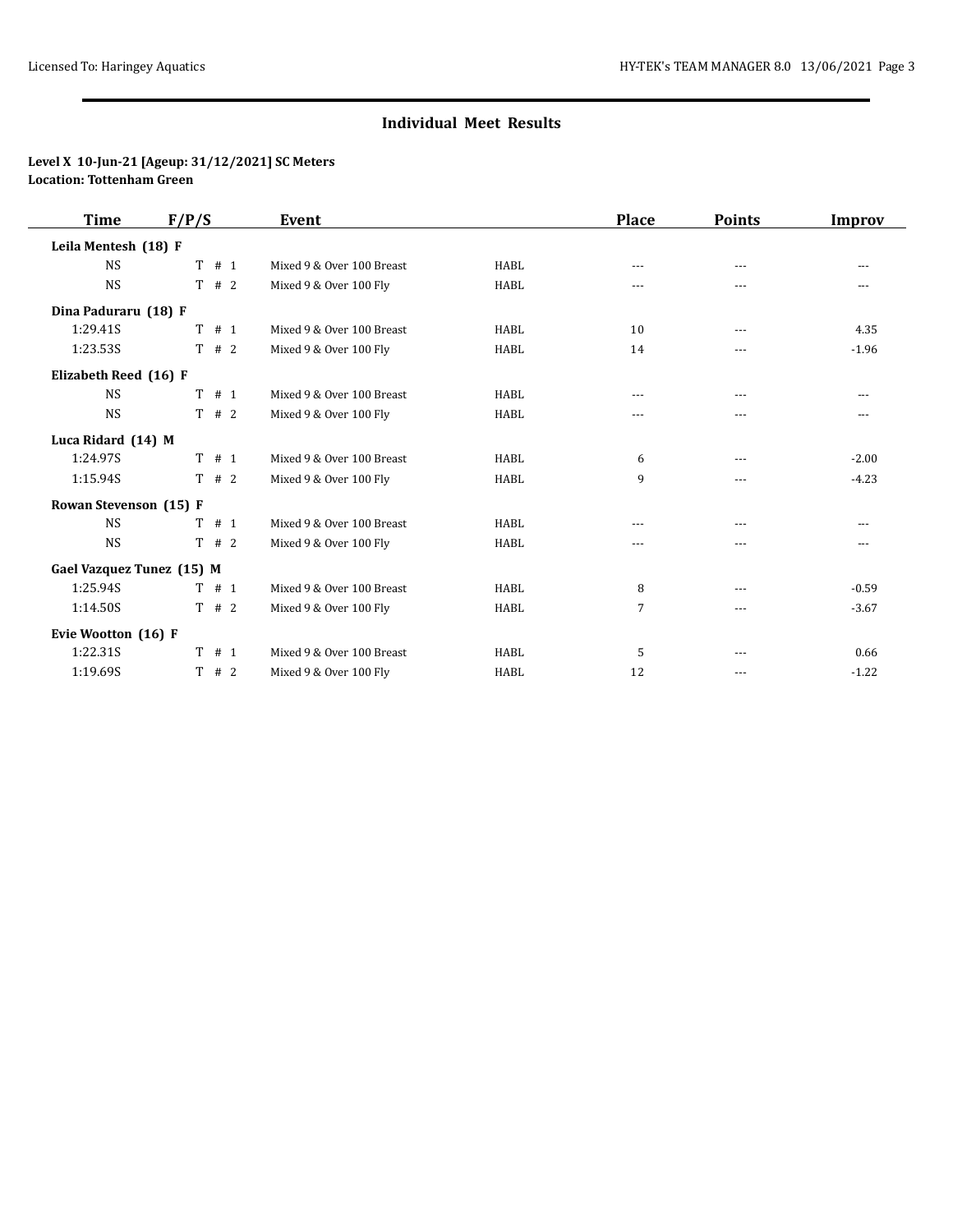## Individual Meet Results

**Level X 10-Jun-21 [Ageup: 31/12/2021] SC Meters**
**Location: Tottenham Green**

| Time | F/P/S | Event | | Place | Points | Improv |
|---|---|---|---|---|---|---|
| **Leila Mentesh (18) F** | | | | | | |
| NS | T # 1 | Mixed 9 & Over 100 Breast | HABL | --- | --- | --- |
| NS | T # 2 | Mixed 9 & Over 100 Fly | HABL | --- | --- | --- |
| **Dina Paduraru (18) F** | | | | | | |
| 1:29.41S | T # 1 | Mixed 9 & Over 100 Breast | HABL | 10 | --- | 4.35 |
| 1:23.53S | T # 2 | Mixed 9 & Over 100 Fly | HABL | 14 | --- | -1.96 |
| **Elizabeth Reed (16) F** | | | | | | |
| NS | T # 1 | Mixed 9 & Over 100 Breast | HABL | --- | --- | --- |
| NS | T # 2 | Mixed 9 & Over 100 Fly | HABL | --- | --- | --- |
| **Luca Ridard (14) M** | | | | | | |
| 1:24.97S | T # 1 | Mixed 9 & Over 100 Breast | HABL | 6 | --- | -2.00 |
| 1:15.94S | T # 2 | Mixed 9 & Over 100 Fly | HABL | 9 | --- | -4.23 |
| **Rowan Stevenson (15) F** | | | | | | |
| NS | T # 1 | Mixed 9 & Over 100 Breast | HABL | --- | --- | --- |
| NS | T # 2 | Mixed 9 & Over 100 Fly | HABL | --- | --- | --- |
| **Gael Vazquez Tunez (15) M** | | | | | | |
| 1:25.94S | T # 1 | Mixed 9 & Over 100 Breast | HABL | 8 | --- | -0.59 |
| 1:14.50S | T # 2 | Mixed 9 & Over 100 Fly | HABL | 7 | --- | -3.67 |
| **Evie Wootton (16) F** | | | | | | |
| 1:22.31S | T # 1 | Mixed 9 & Over 100 Breast | HABL | 5 | --- | 0.66 |
| 1:19.69S | T # 2 | Mixed 9 & Over 100 Fly | HABL | 12 | --- | -1.22 |